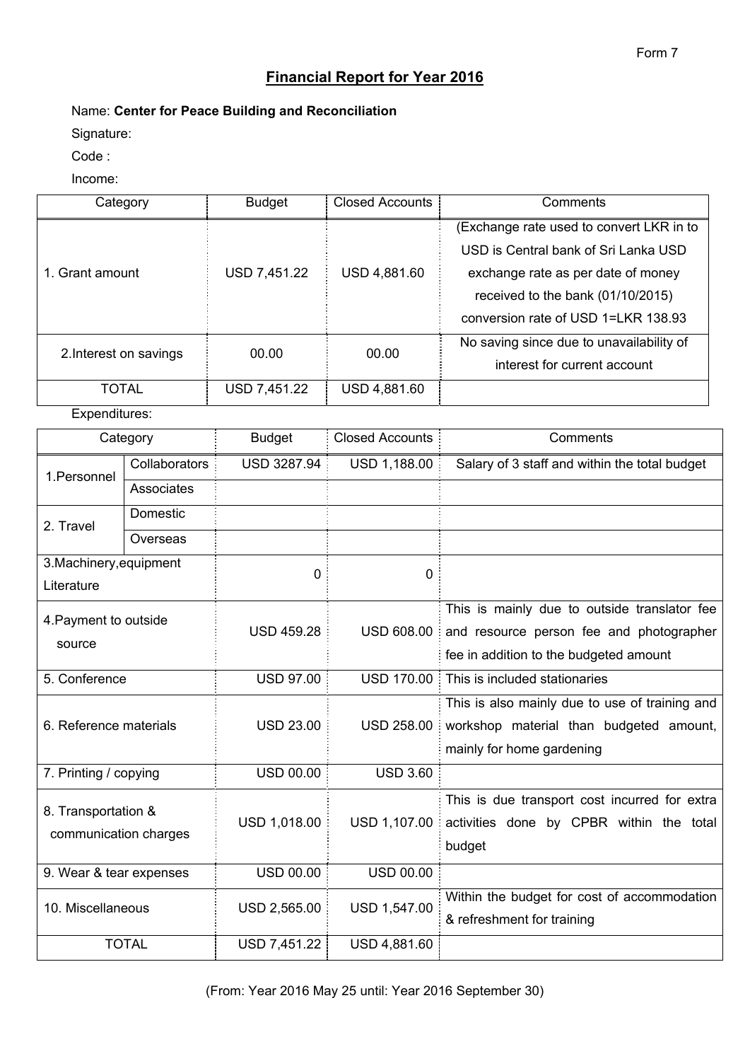Form 7

## Financial Report for Year 2016

Name: **Center for Peace Building and Reconciliation**

Signature:

Code :

Income:

| Category | Budget | Closed Accounts | Comments |
|---|---|---|---|
| 1. Grant amount | USD 7,451.22 | USD 4,881.60 | (Exchange rate used to convert LKR in to USD is Central bank of Sri Lanka USD exchange rate as per date of money received to the bank (01/10/2015) conversion rate of USD 1=LKR 138.93 |
| 2.Interest on savings | 00.00 | 00.00 | No saving since due to unavailability of interest for current account |
| TOTAL | USD 7,451.22 | USD 4,881.60 | |

Expenditures:

| Category | | Budget | Closed Accounts | Comments |
|---|---|---|---|---|
| 1.Personnel | Collaborators | USD 3287.94 | USD 1,188.00 | Salary of 3 staff and within the total budget |
| | Associates | | | |
| 2. Travel | Domestic | | | |
| | Overseas | | | |
| 3.Machinery,equipment Literature | | 0 | 0 | |
| 4.Payment to outside source | | USD 459.28 | USD 608.00 | This is mainly due to outside translator fee and resource person fee and photographer fee in addition to the budgeted amount |
| 5. Conference | | USD 97.00 | USD 170.00 | This is included stationaries |
| 6. Reference materials | | USD 23.00 | USD 258.00 | This is also mainly due to use of training and workshop material than budgeted amount, mainly for home gardening |
| 7. Printing / copying | | USD 00.00 | USD 3.60 | |
| 8. Transportation & communication charges | | USD 1,018.00 | USD 1,107.00 | This is due transport cost incurred for extra activities done by CPBR within the total budget |
| 9. Wear & tear expenses | | USD 00.00 | USD 00.00 | |
| 10. Miscellaneous | | USD 2,565.00 | USD 1,547.00 | Within the budget for cost of accommodation & refreshment for training |
| TOTAL | | USD 7,451.22 | USD 4,881.60 | |

(From: Year 2016 May 25 until: Year 2016 September 30)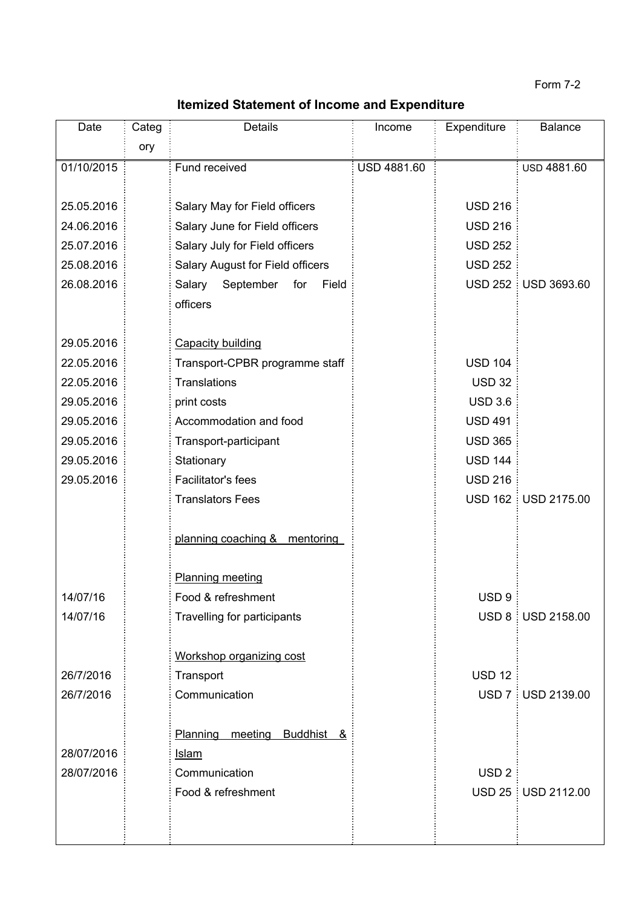Form 7-2

## Itemized Statement of Income and Expenditure

| Date | Category | Details | Income | Expenditure | Balance |
|---|---|---|---|---|---|
| 01/10/2015 | | Fund received | USD 4881.60 | | USD 4881.60 |
| 25.05.2016 | | Salary May for Field officers | | USD 216 | |
| 24.06.2016 | | Salary June for Field officers | | USD 216 | |
| 25.07.2016 | | Salary July for Field officers | | USD 252 | |
| 25.08.2016 | | Salary August for Field officers | | USD 252 | |
| 26.08.2016 | | Salary September for Field officers | | USD 252 | USD 3693.60 |
| 29.05.2016 | | <u>Capacity building</u> | | | |
| 22.05.2016 | | Transport-CPBR programme staff | | USD 104 | |
| 22.05.2016 | | Translations | | USD 32 | |
| 29.05.2016 | | print costs | | USD 3.6 | |
| 29.05.2016 | | Accommodation and food | | USD 491 | |
| 29.05.2016 | | Transport-participant | | USD 365 | |
| 29.05.2016 | | Stationary | | USD 144 | |
| 29.05.2016 | | Facilitator's fees | | USD 216 | |
| | | Translators Fees | | USD 162 | USD 2175.00 |
| | | <u>planning coaching & mentoring</u> | | | |
| | | <u>Planning meeting</u> | | | |
| 14/07/16 | | Food & refreshment | | USD 9 | |
| 14/07/16 | | Travelling for participants | | USD 8 | USD 2158.00 |
| | | <u>Workshop organizing cost</u> | | | |
| 26/7/2016 | | Transport | | USD 12 | |
| 26/7/2016 | | Communication | | USD 7 | USD 2139.00 |
| 28/07/2016 | | <u>Planning meeting Buddhist & Islam</u> | | | |
| 28/07/2016 | | Communication | | USD 2 | |
| | | Food & refreshment | | USD 25 | USD 2112.00 |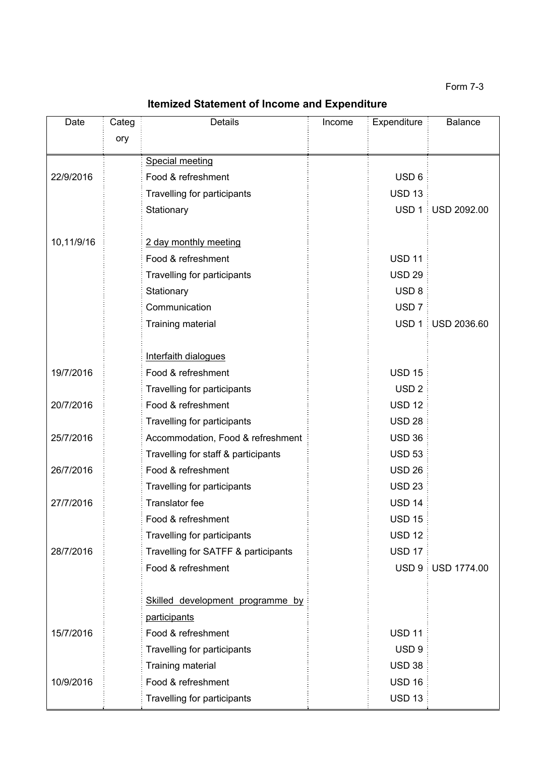Form 7-3

## Itemized Statement of Income and Expenditure

| Date | Category | Details | Income | Expenditure | Balance |
|---|---|---|---|---|---|
| | | Special meeting | | | |
| 22/9/2016 | | Food & refreshment | | USD 6 | |
| | | Travelling for participants | | USD 13 | |
| | | Stationary | | USD 1 | USD 2092.00 |
| 10,11/9/16 | | 2 day monthly meeting | | | |
| | | Food & refreshment | | USD 11 | |
| | | Travelling for participants | | USD 29 | |
| | | Stationary | | USD 8 | |
| | | Communication | | USD 7 | |
| | | Training material | | USD 1 | USD 2036.60 |
| | | Interfaith dialogues | | | |
| 19/7/2016 | | Food & refreshment | | USD 15 | |
| | | Travelling for participants | | USD 2 | |
| 20/7/2016 | | Food & refreshment | | USD 12 | |
| | | Travelling for participants | | USD 28 | |
| 25/7/2016 | | Accommodation, Food & refreshment | | USD 36 | |
| | | Travelling for staff & participants | | USD 53 | |
| 26/7/2016 | | Food & refreshment | | USD 26 | |
| | | Travelling for participants | | USD 23 | |
| 27/7/2016 | | Translator fee | | USD 14 | |
| | | Food & refreshment | | USD 15 | |
| | | Travelling for participants | | USD 12 | |
| 28/7/2016 | | Travelling for SATFF & participants | | USD 17 | |
| | | Food & refreshment | | USD 9 | USD 1774.00 |
| | | Skilled development programme by participants | | | |
| 15/7/2016 | | Food & refreshment | | USD 11 | |
| | | Travelling for participants | | USD 9 | |
| | | Training material | | USD 38 | |
| 10/9/2016 | | Food & refreshment | | USD 16 | |
| | | Travelling for participants | | USD 13 | |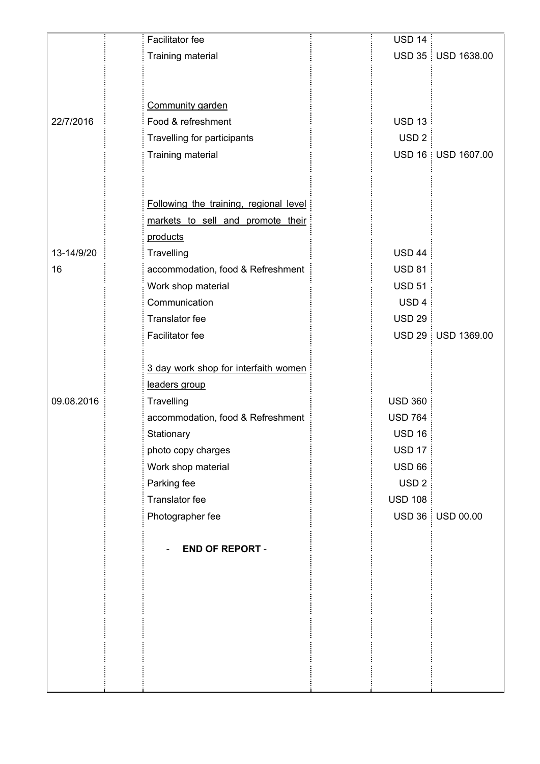| | | | | | |
|---|---|---|---|---|---|
| | | Facilitator fee | | USD 14 | |
| | | Training material | | USD 35 | USD 1638.00 |
| | | | | | |
| | | Community garden | | | |
| 22/7/2016 | | Food & refreshment | | USD 13 | |
| | | Travelling for participants | | USD 2 | |
| | | Training material | | USD 16 | USD 1607.00 |
| | | | | | |
| | | Following the training, regional level markets to sell and promote their products | | | |
| 13-14/9/2016 | | Travelling | | USD 44 | |
| | | accommodation, food & Refreshment | | USD 81 | |
| | | Work shop material | | USD 51 | |
| | | Communication | | USD 4 | |
| | | Translator fee | | USD 29 | |
| | | Facilitator fee | | USD 29 | USD 1369.00 |
| | | | | | |
| | | 3 day work shop for interfaith women leaders group | | | |
| 09.08.2016 | | Travelling | | USD 360 | |
| | | accommodation, food & Refreshment | | USD 764 | |
| | | Stationary | | USD 16 | |
| | | photo copy charges | | USD 17 | |
| | | Work shop material | | USD 66 | |
| | | Parking fee | | USD 2 | |
| | | Translator fee | | USD 108 | |
| | | Photographer fee | | USD 36 | USD 00.00 |
| | | | | | |
| | | - **END OF REPORT** - | | | |